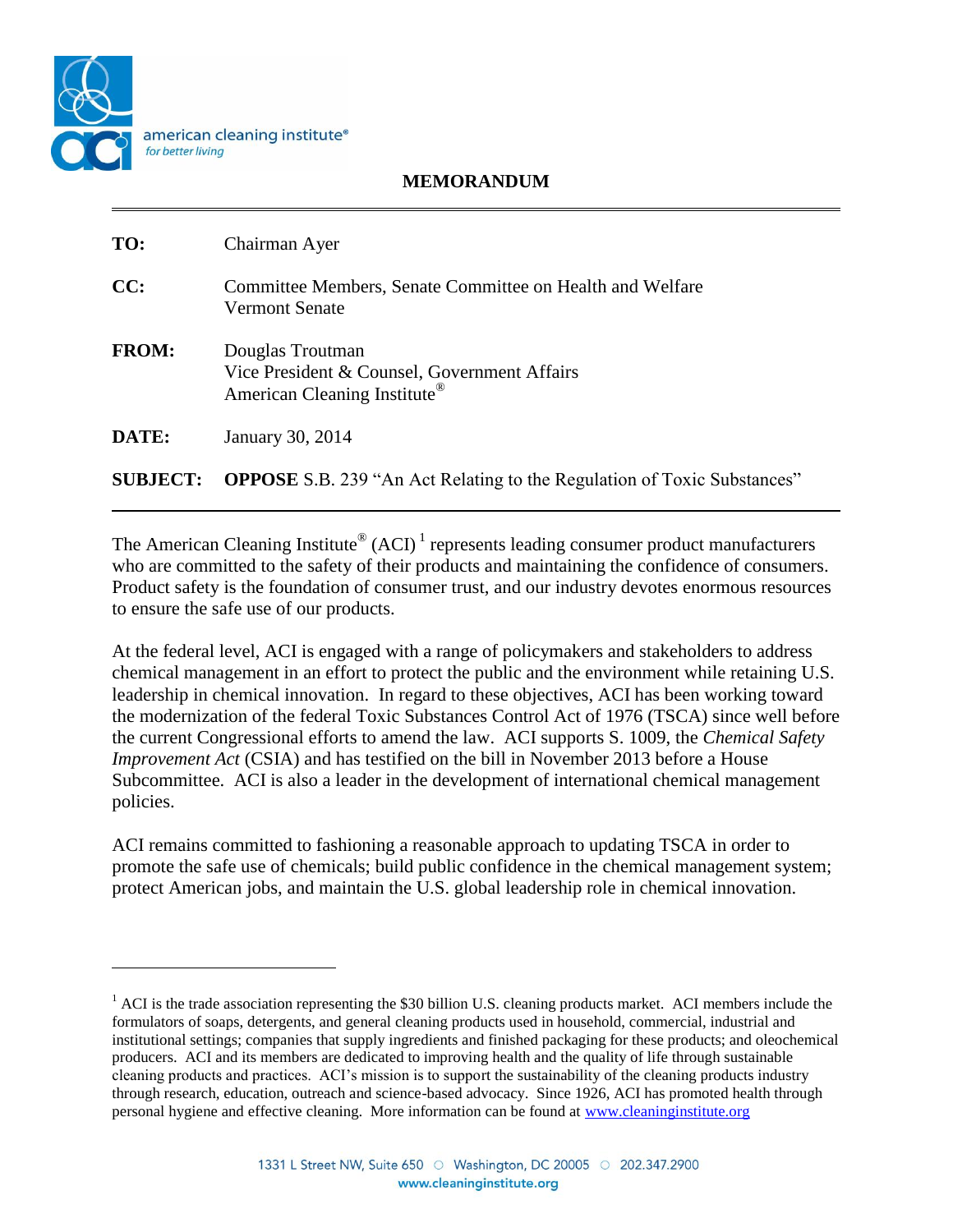american cleaning institute®
*for better living*

# MEMORANDUM

**TO:** Chairman Ayer

**CC:** Committee Members, Senate Committee on Health and Welfare
Vermont Senate

**FROM:** Douglas Troutman
Vice President & Counsel, Government Affairs
American Cleaning Institute®

**DATE:** January 30, 2014

**SUBJECT:** **OPPOSE** S.B. 239 "An Act Relating to the Regulation of Toxic Substances"

---

The American Cleaning Institute® (ACI) [1] represents leading consumer product manufacturers who are committed to the safety of their products and maintaining the confidence of consumers. Product safety is the foundation of consumer trust, and our industry devotes enormous resources to ensure the safe use of our products.

At the federal level, ACI is engaged with a range of policymakers and stakeholders to address chemical management in an effort to protect the public and the environment while retaining U.S. leadership in chemical innovation. In regard to these objectives, ACI has been working toward the modernization of the federal Toxic Substances Control Act of 1976 (TSCA) since well before the current Congressional efforts to amend the law. ACI supports S. 1009, the *Chemical Safety Improvement Act* (CSIA) and has testified on the bill in November 2013 before a House Subcommittee. ACI is also a leader in the development of international chemical management policies.

ACI remains committed to fashioning a reasonable approach to updating TSCA in order to promote the safe use of chemicals; build public confidence in the chemical management system; protect American jobs, and maintain the U.S. global leadership role in chemical innovation.

---

[1] ACI is the trade association representing the $30 billion U.S. cleaning products market. ACI members include the formulators of soaps, detergents, and general cleaning products used in household, commercial, industrial and institutional settings; companies that supply ingredients and finished packaging for these products; and oleochemical producers. ACI and its members are dedicated to improving health and the quality of life through sustainable cleaning products and practices. ACI's mission is to support the sustainability of the cleaning products industry through research, education, outreach and science-based advocacy. Since 1926, ACI has promoted health through personal hygiene and effective cleaning. More information can be found at [www.cleaninginstitute.org](http://www.cleaninginstitute.org)

1331 L Street NW, Suite 650 ○ Washington, DC 20005 ○ 202.347.2900
www.cleaninginstitute.org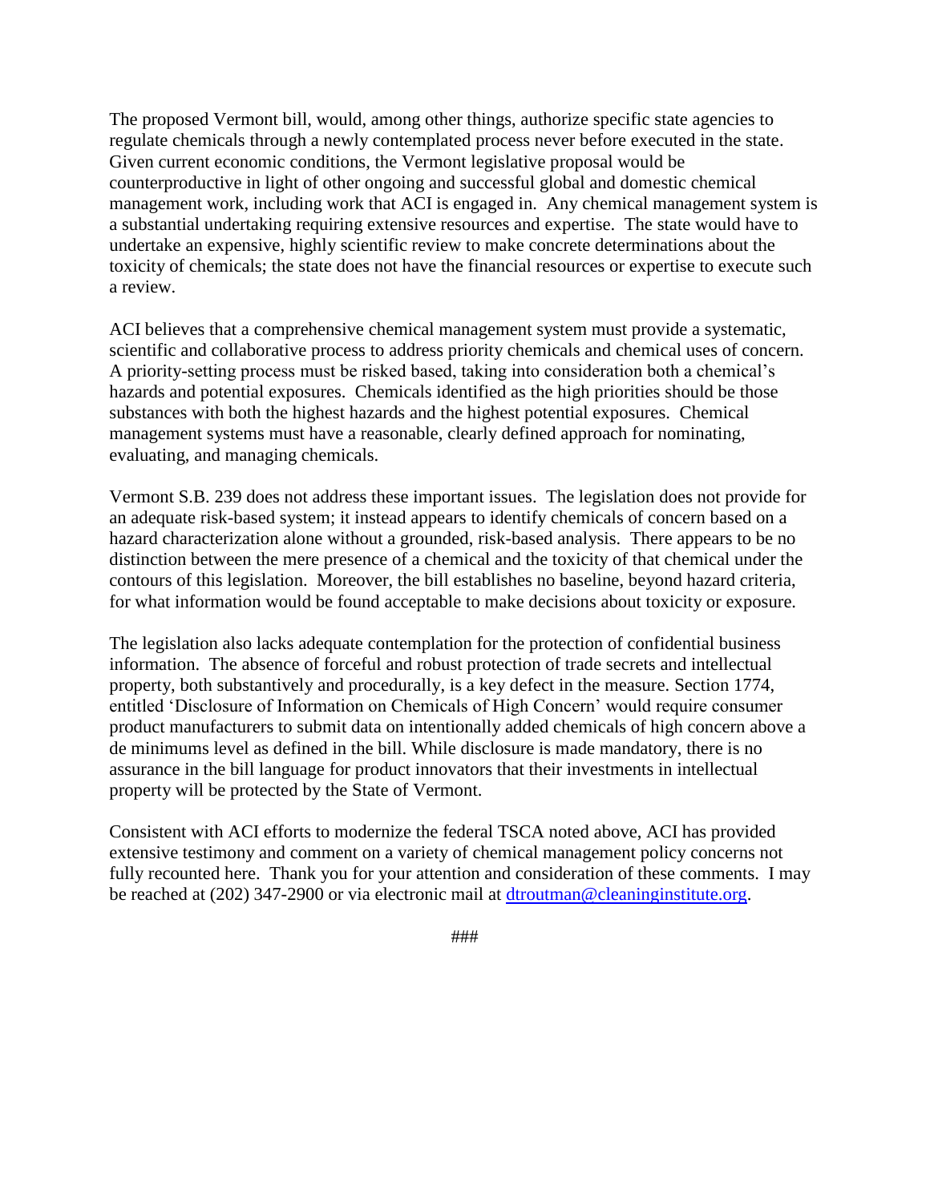The proposed Vermont bill, would, among other things, authorize specific state agencies to regulate chemicals through a newly contemplated process never before executed in the state. Given current economic conditions, the Vermont legislative proposal would be counterproductive in light of other ongoing and successful global and domestic chemical management work, including work that ACI is engaged in. Any chemical management system is a substantial undertaking requiring extensive resources and expertise. The state would have to undertake an expensive, highly scientific review to make concrete determinations about the toxicity of chemicals; the state does not have the financial resources or expertise to execute such a review.

ACI believes that a comprehensive chemical management system must provide a systematic, scientific and collaborative process to address priority chemicals and chemical uses of concern. A priority-setting process must be risked based, taking into consideration both a chemical's hazards and potential exposures. Chemicals identified as the high priorities should be those substances with both the highest hazards and the highest potential exposures. Chemical management systems must have a reasonable, clearly defined approach for nominating, evaluating, and managing chemicals.

Vermont S.B. 239 does not address these important issues. The legislation does not provide for an adequate risk-based system; it instead appears to identify chemicals of concern based on a hazard characterization alone without a grounded, risk-based analysis. There appears to be no distinction between the mere presence of a chemical and the toxicity of that chemical under the contours of this legislation. Moreover, the bill establishes no baseline, beyond hazard criteria, for what information would be found acceptable to make decisions about toxicity or exposure.

The legislation also lacks adequate contemplation for the protection of confidential business information. The absence of forceful and robust protection of trade secrets and intellectual property, both substantively and procedurally, is a key defect in the measure. Section 1774, entitled 'Disclosure of Information on Chemicals of High Concern' would require consumer product manufacturers to submit data on intentionally added chemicals of high concern above a de minimums level as defined in the bill. While disclosure is made mandatory, there is no assurance in the bill language for product innovators that their investments in intellectual property will be protected by the State of Vermont.

Consistent with ACI efforts to modernize the federal TSCA noted above, ACI has provided extensive testimony and comment on a variety of chemical management policy concerns not fully recounted here. Thank you for your attention and consideration of these comments. I may be reached at (202) 347-2900 or via electronic mail at dtroutman@cleaninginstitute.org.

###